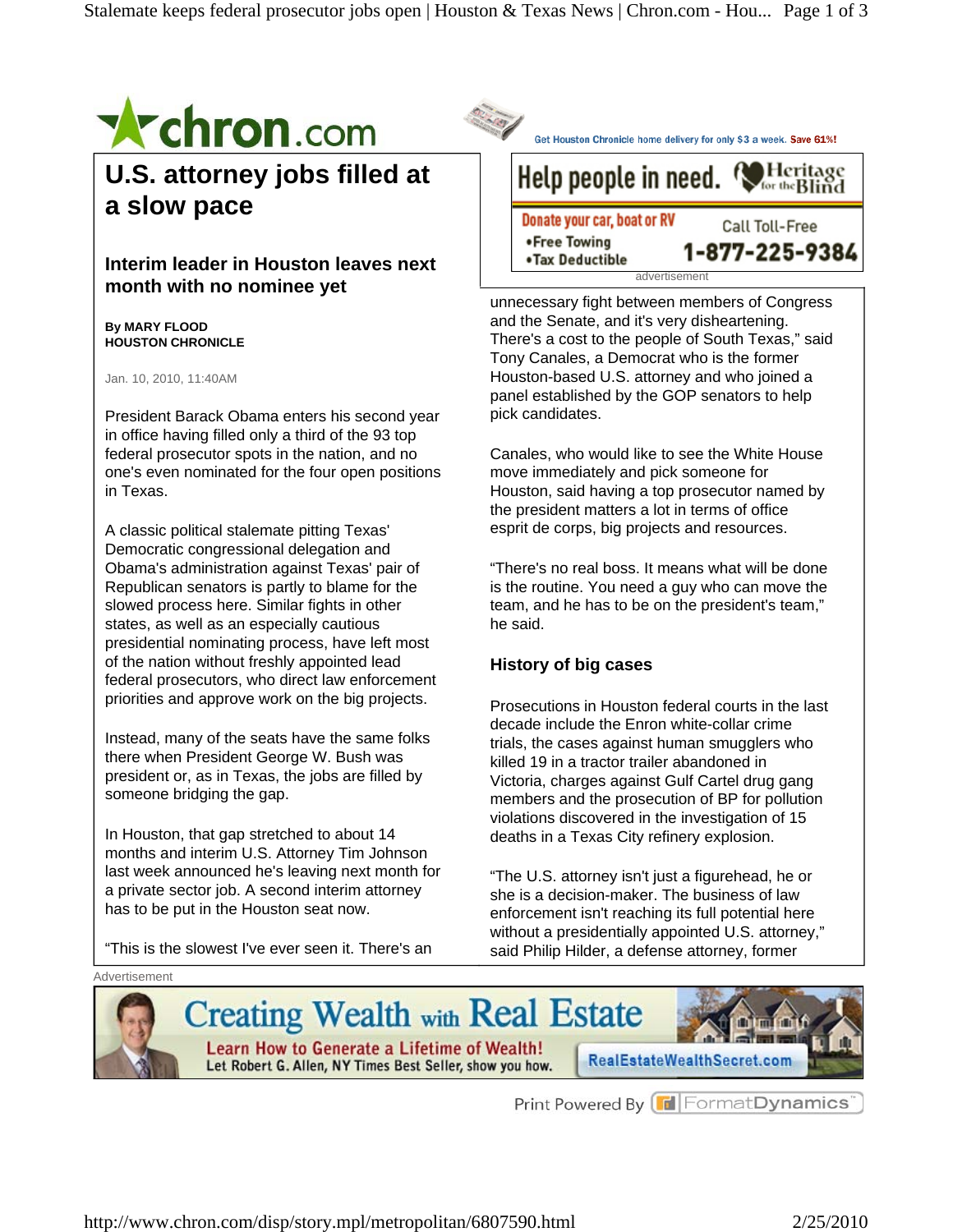# U.S. attorney jobs filled at a slow pace

## Interim leader in Houston leaves next month with no nominee yet

**By MARY FLOOD**
**HOUSTON CHRONICLE**

Jan. 10, 2010, 11:40AM

President Barack Obama enters his second year in office having filled only a third of the 93 top federal prosecutor spots in the nation, and no one's even nominated for the four open positions in Texas.

A classic political stalemate pitting Texas' Democratic congressional delegation and Obama's administration against Texas' pair of Republican senators is partly to blame for the slowed process here. Similar fights in other states, as well as an especially cautious presidential nominating process, have left most of the nation without freshly appointed lead federal prosecutors, who direct law enforcement priorities and approve work on the big projects.

Instead, many of the seats have the same folks there when President George W. Bush was president or, as in Texas, the jobs are filled by someone bridging the gap.

In Houston, that gap stretched to about 14 months and interim U.S. Attorney Tim Johnson last week announced he's leaving next month for a private sector job. A second interim attorney has to be put in the Houston seat now.

"This is the slowest I've ever seen it. There's an unnecessary fight between members of Congress and the Senate, and it's very disheartening. There's a cost to the people of South Texas," said Tony Canales, a Democrat who is the former Houston-based U.S. attorney and who joined a panel established by the GOP senators to help pick candidates.

Canales, who would like to see the White House move immediately and pick someone for Houston, said having a top prosecutor named by the president matters a lot in terms of office esprit de corps, big projects and resources.

"There's no real boss. It means what will be done is the routine. You need a guy who can move the team, and he has to be on the president's team," he said.

### History of big cases

Prosecutions in Houston federal courts in the last decade include the Enron white-collar crime trials, the cases against human smugglers who killed 19 in a tractor trailer abandoned in Victoria, charges against Gulf Cartel drug gang members and the prosecution of BP for pollution violations discovered in the investigation of 15 deaths in a Texas City refinery explosion.

"The U.S. attorney isn't just a figurehead, he or she is a decision-maker. The business of law enforcement isn't reaching its full potential here without a presidentially appointed U.S. attorney," said Philip Hilder, a defense attorney, former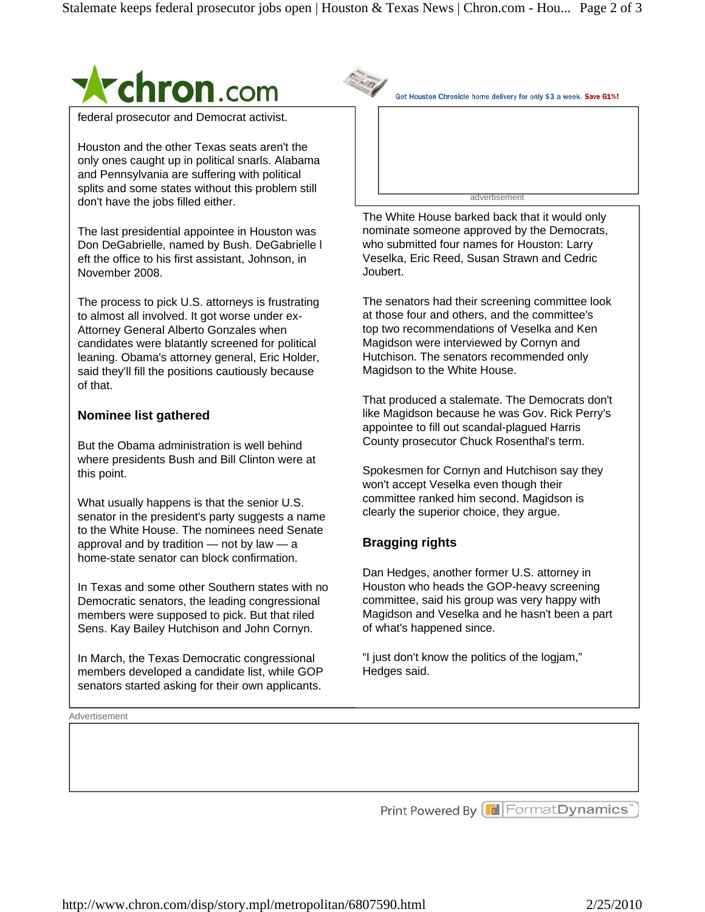federal prosecutor and Democrat activist.

Houston and the other Texas seats aren't the only ones caught up in political snarls. Alabama and Pennsylvania are suffering with political splits and some states without this problem still don't have the jobs filled either.

The last presidential appointee in Houston was Don DeGabrielle, named by Bush. DeGabrielle left the office to his first assistant, Johnson, in November 2008.

The process to pick U.S. attorneys is frustrating to almost all involved. It got worse under ex-Attorney General Alberto Gonzales when candidates were blatantly screened for political leaning. Obama's attorney general, Eric Holder, said they'll fill the positions cautiously because of that.

## Nominee list gathered

But the Obama administration is well behind where presidents Bush and Bill Clinton were at this point.

What usually happens is that the senior U.S. senator in the president's party suggests a name to the White House. The nominees need Senate approval and by tradition — not by law — a home-state senator can block confirmation.

In Texas and some other Southern states with no Democratic senators, the leading congressional members were supposed to pick. But that riled Sens. Kay Bailey Hutchison and John Cornyn.

In March, the Texas Democratic congressional members developed a candidate list, while GOP senators started asking for their own applicants.

The White House barked back that it would only nominate someone approved by the Democrats, who submitted four names for Houston: Larry Veselka, Eric Reed, Susan Strawn and Cedric Joubert.

The senators had their screening committee look at those four and others, and the committee's top two recommendations of Veselka and Ken Magidson were interviewed by Cornyn and Hutchison. The senators recommended only Magidson to the White House.

That produced a stalemate. The Democrats don't like Magidson because he was Gov. Rick Perry's appointee to fill out scandal-plagued Harris County prosecutor Chuck Rosenthal's term.

Spokesmen for Cornyn and Hutchison say they won't accept Veselka even though their committee ranked him second. Magidson is clearly the superior choice, they argue.

## Bragging rights

Dan Hedges, another former U.S. attorney in Houston who heads the GOP-heavy screening committee, said his group was very happy with Magidson and Veselka and he hasn't been a part of what's happened since.

“I just don't know the politics of the logjam,” Hedges said.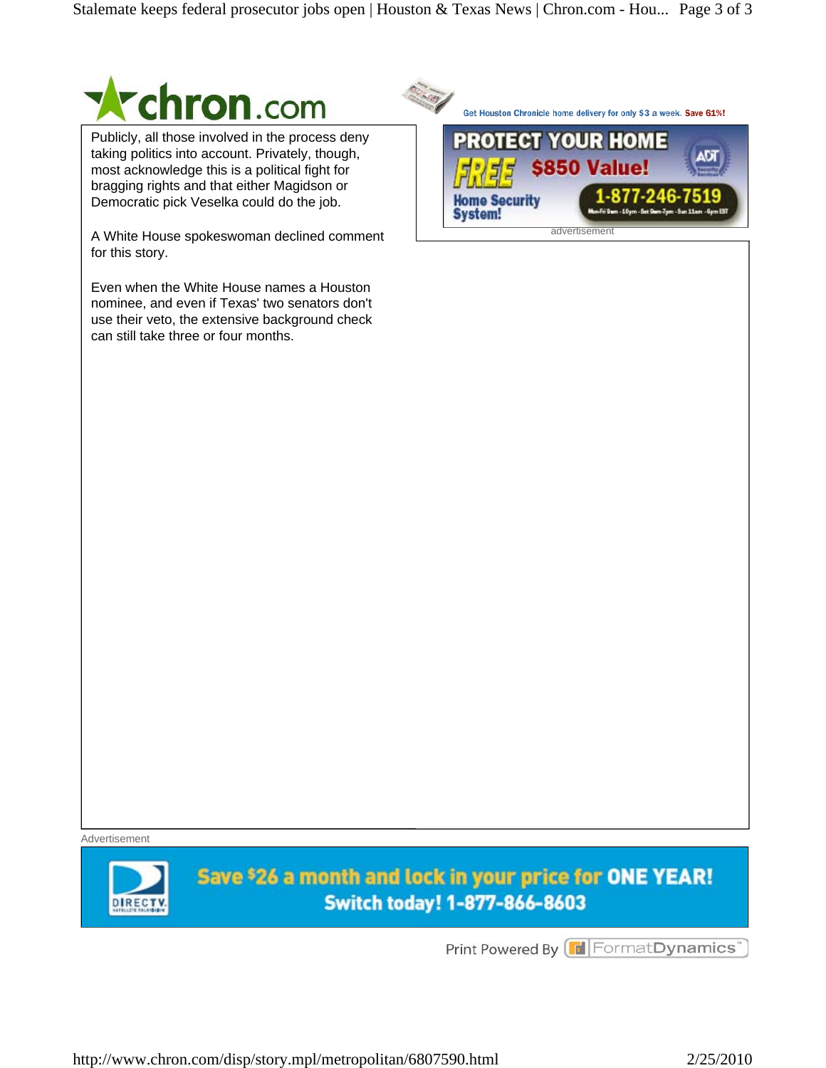Publicly, all those involved in the process deny taking politics into account. Privately, though, most acknowledge this is a political fight for bragging rights and that either Magidson or Democratic pick Veselka could do the job.

A White House spokeswoman declined comment for this story.

Even when the White House names a Houston nominee, and even if Texas' two senators don't use their veto, the extensive background check can still take three or four months.